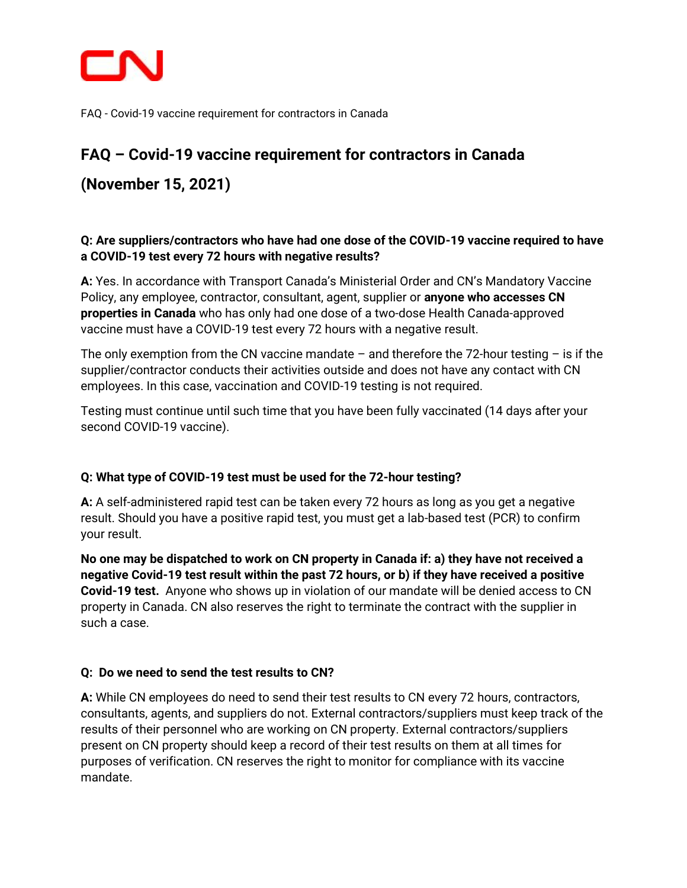FAQ - Covid-19 vaccine requirement for contractors in Canada

# FAQ – Covid-19 vaccine requirement for contractors in Canada

# (November 15, 2021)

**Q: Are suppliers/contractors who have had one dose of the COVID-19 vaccine required to have a COVID-19 test every 72 hours with negative results?**

**A:** Yes. In accordance with Transport Canada's Ministerial Order and CN's Mandatory Vaccine Policy, any employee, contractor, consultant, agent, supplier or **anyone who accesses CN properties in Canada** who has only had one dose of a two-dose Health Canada-approved vaccine must have a COVID-19 test every 72 hours with a negative result.

The only exemption from the CN vaccine mandate – and therefore the 72-hour testing – is if the supplier/contractor conducts their activities outside and does not have any contact with CN employees. In this case, vaccination and COVID-19 testing is not required.

Testing must continue until such time that you have been fully vaccinated (14 days after your second COVID-19 vaccine).

**Q: What type of COVID-19 test must be used for the 72-hour testing?**

**A:** A self-administered rapid test can be taken every 72 hours as long as you get a negative result. Should you have a positive rapid test, you must get a lab-based test (PCR) to confirm your result.

**No one may be dispatched to work on CN property in Canada if: a) they have not received a negative Covid-19 test result within the past 72 hours, or b) if they have received a positive Covid-19 test.** Anyone who shows up in violation of our mandate will be denied access to CN property in Canada. CN also reserves the right to terminate the contract with the supplier in such a case.

**Q: Do we need to send the test results to CN?**

**A:** While CN employees do need to send their test results to CN every 72 hours, contractors, consultants, agents, and suppliers do not. External contractors/suppliers must keep track of the results of their personnel who are working on CN property. External contractors/suppliers present on CN property should keep a record of their test results on them at all times for purposes of verification. CN reserves the right to monitor for compliance with its vaccine mandate.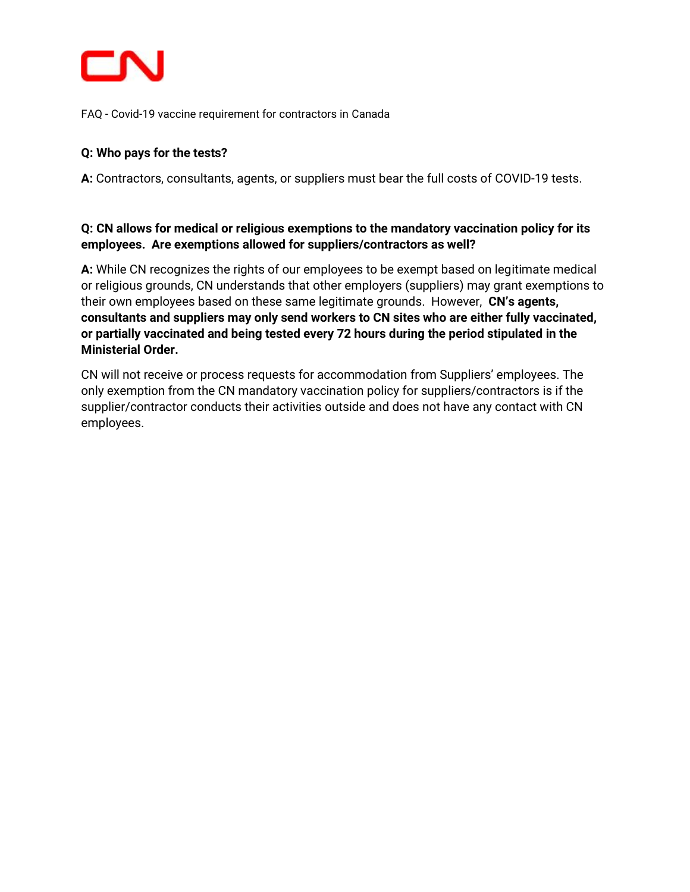FAQ - Covid-19 vaccine requirement for contractors in Canada

**Q: Who pays for the tests?**

**A:** Contractors, consultants, agents, or suppliers must bear the full costs of COVID-19 tests.

**Q: CN allows for medical or religious exemptions to the mandatory vaccination policy for its employees. Are exemptions allowed for suppliers/contractors as well?**

**A:** While CN recognizes the rights of our employees to be exempt based on legitimate medical or religious grounds, CN understands that other employers (suppliers) may grant exemptions to their own employees based on these same legitimate grounds. However, **CN's agents, consultants and suppliers may only send workers to CN sites who are either fully vaccinated, or partially vaccinated and being tested every 72 hours during the period stipulated in the Ministerial Order.**

CN will not receive or process requests for accommodation from Suppliers' employees. The only exemption from the CN mandatory vaccination policy for suppliers/contractors is if the supplier/contractor conducts their activities outside and does not have any contact with CN employees.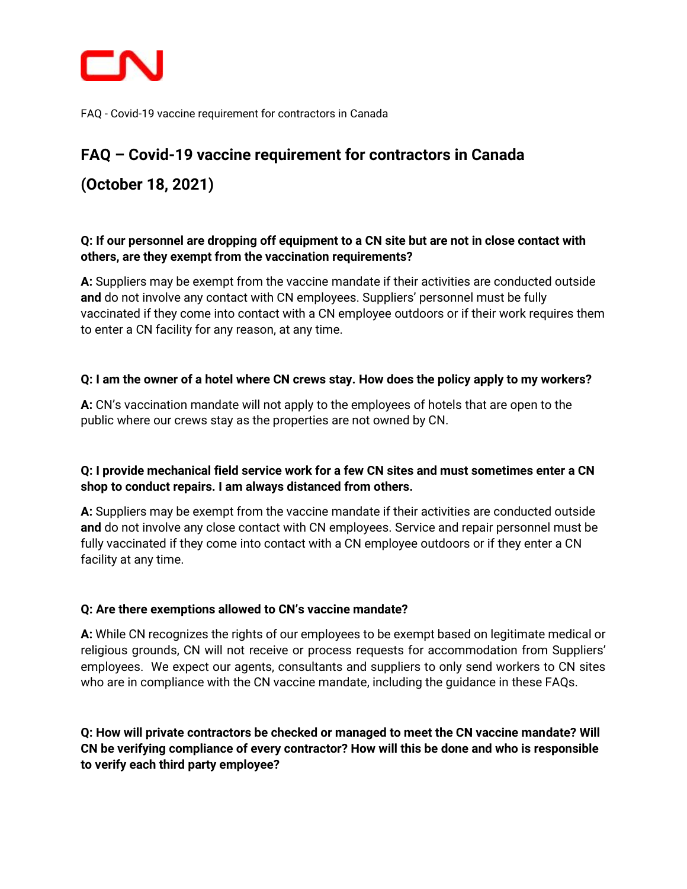# FAQ – Covid-19 vaccine requirement for contractors in Canada

# (October 18, 2021)

**Q: If our personnel are dropping off equipment to a CN site but are not in close contact with others, are they exempt from the vaccination requirements?**

**A:** Suppliers may be exempt from the vaccine mandate if their activities are conducted outside **and** do not involve any contact with CN employees. Suppliers' personnel must be fully vaccinated if they come into contact with a CN employee outdoors or if their work requires them to enter a CN facility for any reason, at any time.

**Q: I am the owner of a hotel where CN crews stay. How does the policy apply to my workers?**

**A:** CN's vaccination mandate will not apply to the employees of hotels that are open to the public where our crews stay as the properties are not owned by CN.

**Q: I provide mechanical field service work for a few CN sites and must sometimes enter a CN shop to conduct repairs. I am always distanced from others.**

**A:** Suppliers may be exempt from the vaccine mandate if their activities are conducted outside **and** do not involve any close contact with CN employees. Service and repair personnel must be fully vaccinated if they come into contact with a CN employee outdoors or if they enter a CN facility at any time.

**Q: Are there exemptions allowed to CN's vaccine mandate?**

**A:** While CN recognizes the rights of our employees to be exempt based on legitimate medical or religious grounds, CN will not receive or process requests for accommodation from Suppliers' employees. We expect our agents, consultants and suppliers to only send workers to CN sites who are in compliance with the CN vaccine mandate, including the guidance in these FAQs.

**Q: How will private contractors be checked or managed to meet the CN vaccine mandate? Will CN be verifying compliance of every contractor? How will this be done and who is responsible to verify each third party employee?**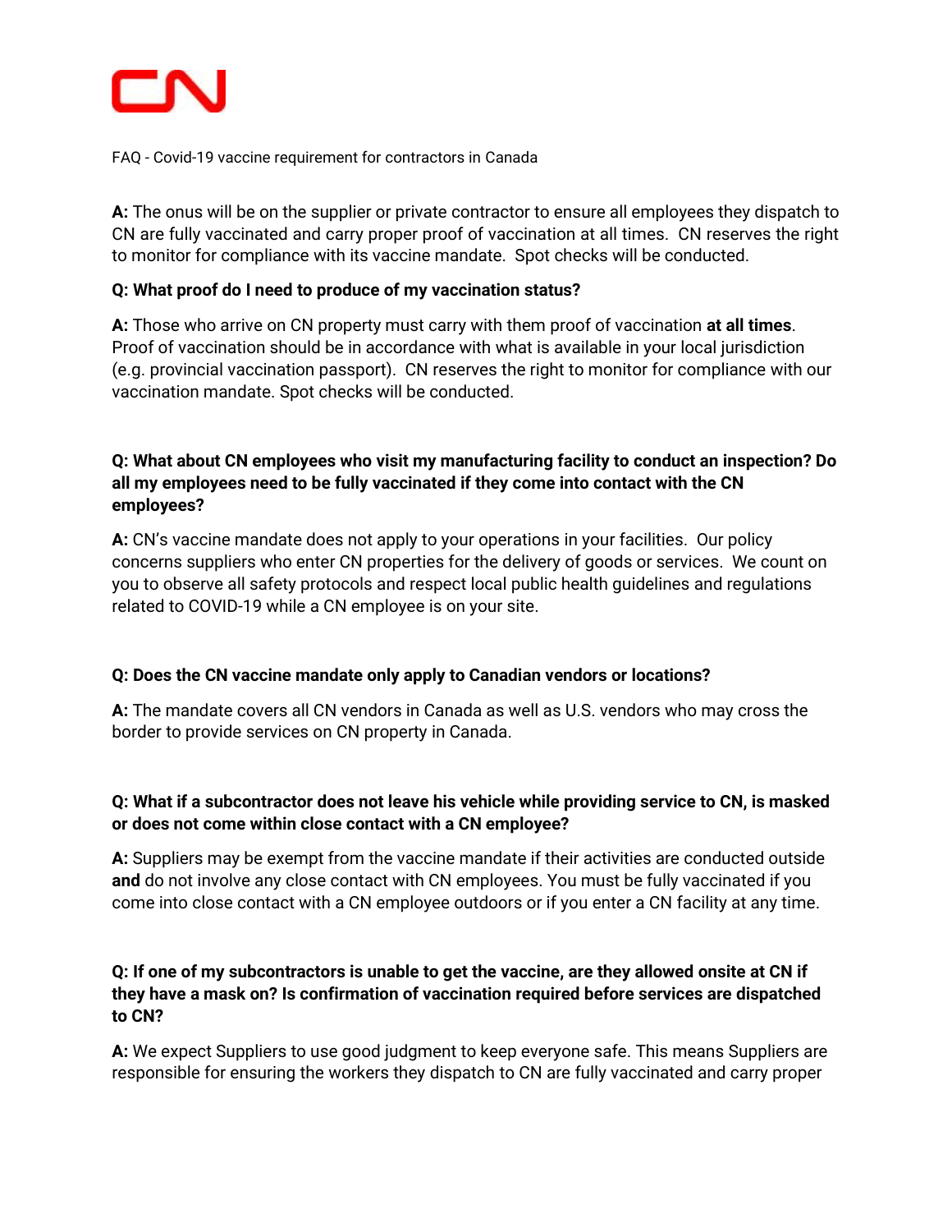FAQ - Covid-19 vaccine requirement for contractors in Canada

**A:** The onus will be on the supplier or private contractor to ensure all employees they dispatch to CN are fully vaccinated and carry proper proof of vaccination at all times. CN reserves the right to monitor for compliance with its vaccine mandate. Spot checks will be conducted.

**Q: What proof do I need to produce of my vaccination status?**

**A:** Those who arrive on CN property must carry with them proof of vaccination **at all times**. Proof of vaccination should be in accordance with what is available in your local jurisdiction (e.g. provincial vaccination passport). CN reserves the right to monitor for compliance with our vaccination mandate. Spot checks will be conducted.

**Q: What about CN employees who visit my manufacturing facility to conduct an inspection? Do all my employees need to be fully vaccinated if they come into contact with the CN employees?**

**A:** CN's vaccine mandate does not apply to your operations in your facilities. Our policy concerns suppliers who enter CN properties for the delivery of goods or services. We count on you to observe all safety protocols and respect local public health guidelines and regulations related to COVID-19 while a CN employee is on your site.

**Q: Does the CN vaccine mandate only apply to Canadian vendors or locations?**

**A:** The mandate covers all CN vendors in Canada as well as U.S. vendors who may cross the border to provide services on CN property in Canada.

**Q: What if a subcontractor does not leave his vehicle while providing service to CN, is masked or does not come within close contact with a CN employee?**

**A:** Suppliers may be exempt from the vaccine mandate if their activities are conducted outside **and** do not involve any close contact with CN employees. You must be fully vaccinated if you come into close contact with a CN employee outdoors or if you enter a CN facility at any time.

**Q: If one of my subcontractors is unable to get the vaccine, are they allowed onsite at CN if they have a mask on? Is confirmation of vaccination required before services are dispatched to CN?**

**A:** We expect Suppliers to use good judgment to keep everyone safe. This means Suppliers are responsible for ensuring the workers they dispatch to CN are fully vaccinated and carry proper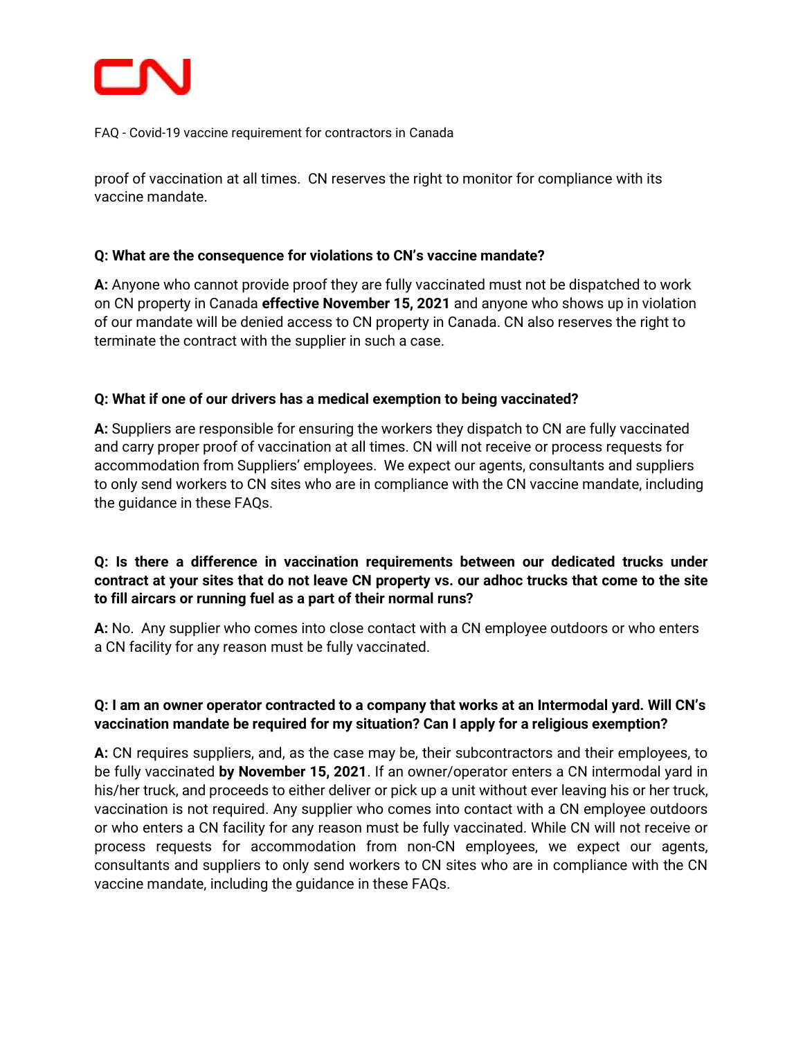proof of vaccination at all times. CN reserves the right to monitor for compliance with its vaccine mandate.

**Q: What are the consequence for violations to CN's vaccine mandate?**

**A:** Anyone who cannot provide proof they are fully vaccinated must not be dispatched to work on CN property in Canada **effective November 15, 2021** and anyone who shows up in violation of our mandate will be denied access to CN property in Canada. CN also reserves the right to terminate the contract with the supplier in such a case.

**Q: What if one of our drivers has a medical exemption to being vaccinated?**

**A:** Suppliers are responsible for ensuring the workers they dispatch to CN are fully vaccinated and carry proper proof of vaccination at all times. CN will not receive or process requests for accommodation from Suppliers' employees. We expect our agents, consultants and suppliers to only send workers to CN sites who are in compliance with the CN vaccine mandate, including the guidance in these FAQs.

**Q: Is there a difference in vaccination requirements between our dedicated trucks under contract at your sites that do not leave CN property vs. our adhoc trucks that come to the site to fill aircars or running fuel as a part of their normal runs?**

**A:** No. Any supplier who comes into close contact with a CN employee outdoors or who enters a CN facility for any reason must be fully vaccinated.

**Q: I am an owner operator contracted to a company that works at an Intermodal yard. Will CN's vaccination mandate be required for my situation? Can I apply for a religious exemption?**

**A:** CN requires suppliers, and, as the case may be, their subcontractors and their employees, to be fully vaccinated **by November 15, 2021**. If an owner/operator enters a CN intermodal yard in his/her truck, and proceeds to either deliver or pick up a unit without ever leaving his or her truck, vaccination is not required. Any supplier who comes into contact with a CN employee outdoors or who enters a CN facility for any reason must be fully vaccinated. While CN will not receive or process requests for accommodation from non-CN employees, we expect our agents, consultants and suppliers to only send workers to CN sites who are in compliance with the CN vaccine mandate, including the guidance in these FAQs.